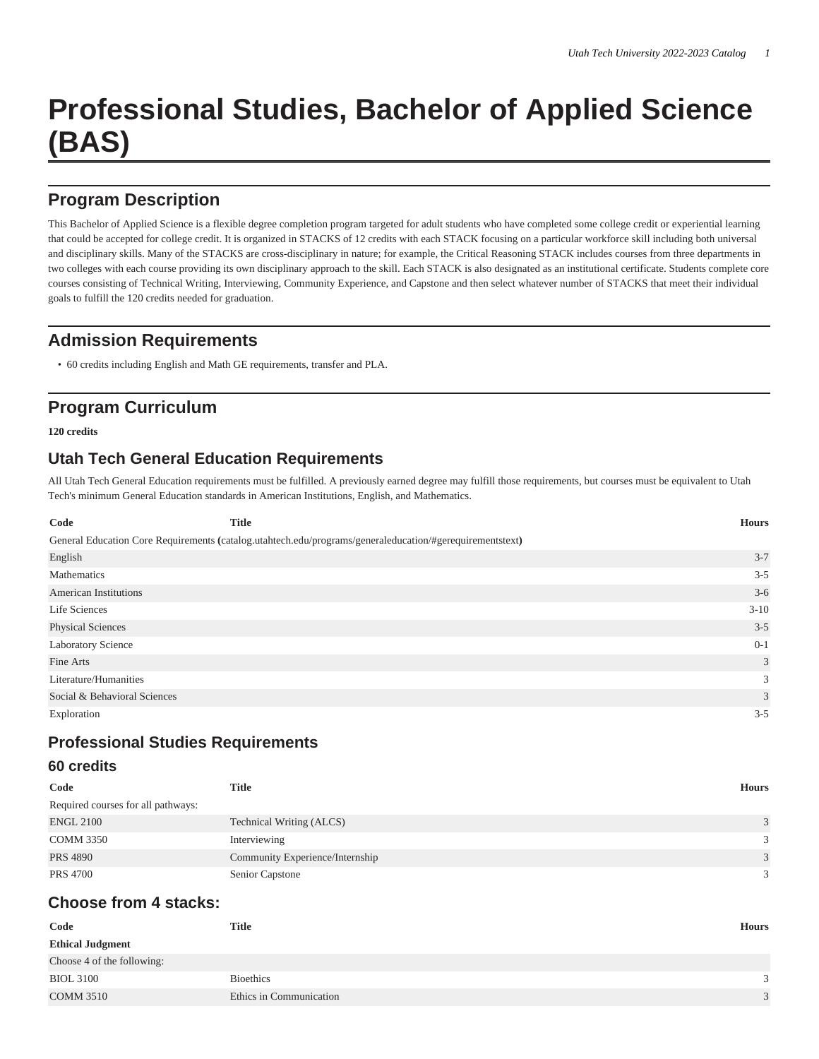# Professional Studies, Bachelor of Applied Science (BAS)

## Program Description

This Bachelor of Applied Science is a flexible degree completion program targeted for adult students who have completed some college credit or experiential learning that could be accepted for college credit. It is organized in STACKS of 12 credits with each STACK focusing on a particular workforce skill including both universal and disciplinary skills. Many of the STACKS are cross-disciplinary in nature; for example, the Critical Reasoning STACK includes courses from three departments in two colleges with each course providing its own disciplinary approach to the skill. Each STACK is also designated as an institutional certificate. Students complete core courses consisting of Technical Writing, Interviewing, Community Experience, and Capstone and then select whatever number of STACKS that meet their individual goals to fulfill the 120 credits needed for graduation.

## Admission Requirements

- 60 credits including English and Math GE requirements, transfer and PLA.

## Program Curriculum

**120 credits**

### Utah Tech General Education Requirements

All Utah Tech General Education requirements must be fulfilled. A previously earned degree may fulfill those requirements, but courses must be equivalent to Utah Tech's minimum General Education standards in American Institutions, English, and Mathematics.

| Code | Title | Hours |
|---|---|---|
| General Education Core Requirements (catalog.utahtech.edu/programs/generaleducation/#gerequirementstext) | | |
| English | | 3-7 |
| Mathematics | | 3-5 |
| American Institutions | | 3-6 |
| Life Sciences | | 3-10 |
| Physical Sciences | | 3-5 |
| Laboratory Science | | 0-1 |
| Fine Arts | | 3 |
| Literature/Humanities | | 3 |
| Social & Behavioral Sciences | | 3 |
| Exploration | | 3-5 |

### Professional Studies Requirements

### 60 credits

| Code | Title | Hours |
|---|---|---|
| Required courses for all pathways: | | |
| ENGL 2100 | Technical Writing (ALCS) | 3 |
| COMM 3350 | Interviewing | 3 |
| PRS 4890 | Community Experience/Internship | 3 |
| PRS 4700 | Senior Capstone | 3 |

### Choose from 4 stacks:

| Code | Title | Hours |
|---|---|---|
| **Ethical Judgment** | | |
| Choose 4 of the following: | | |
| BIOL 3100 | Bioethics | 3 |
| COMM 3510 | Ethics in Communication | 3 |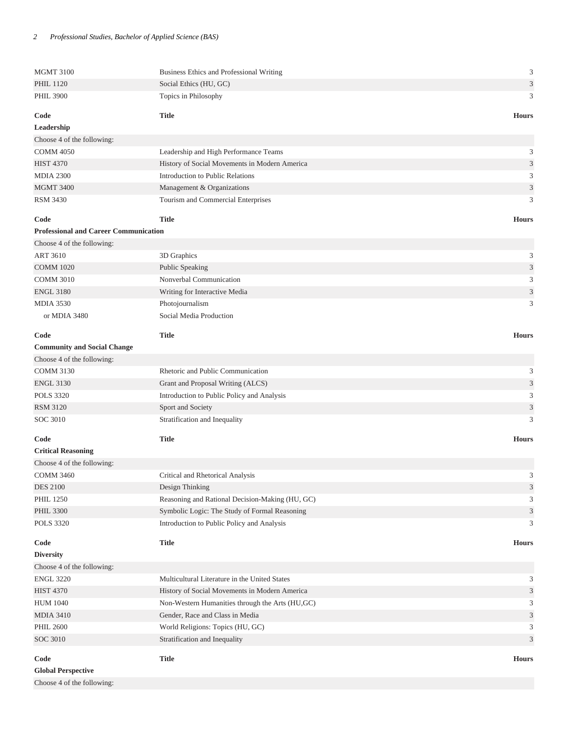| | | |
|---|---|---|
| MGMT 3100 | Business Ethics and Professional Writing | 3 |
| PHIL 1120 | Social Ethics (HU, GC) | 3 |
| PHIL 3900 | Topics in Philosophy | 3 |

| Code | Title | Hours |
|---|---|---|
| **Leadership** | | |
| Choose 4 of the following: | | |
| COMM 4050 | Leadership and High Performance Teams | 3 |
| HIST 4370 | History of Social Movements in Modern America | 3 |
| MDIA 2300 | Introduction to Public Relations | 3 |
| MGMT 3400 | Management & Organizations | 3 |
| RSM 3430 | Tourism and Commercial Enterprises | 3 |

| Code | Title | Hours |
|---|---|---|
| **Professional and Career Communication** | | |
| Choose 4 of the following: | | |
| ART 3610 | 3D Graphics | 3 |
| COMM 1020 | Public Speaking | 3 |
| COMM 3010 | Nonverbal Communication | 3 |
| ENGL 3180 | Writing for Interactive Media | 3 |
| MDIA 3530 | Photojournalism | 3 |
| or MDIA 3480 | Social Media Production | |

| Code | Title | Hours |
|---|---|---|
| **Community and Social Change** | | |
| Choose 4 of the following: | | |
| COMM 3130 | Rhetoric and Public Communication | 3 |
| ENGL 3130 | Grant and Proposal Writing (ALCS) | 3 |
| POLS 3320 | Introduction to Public Policy and Analysis | 3 |
| RSM 3120 | Sport and Society | 3 |
| SOC 3010 | Stratification and Inequality | 3 |

| Code | Title | Hours |
|---|---|---|
| **Critical Reasoning** | | |
| Choose 4 of the following: | | |
| COMM 3460 | Critical and Rhetorical Analysis | 3 |
| DES 2100 | Design Thinking | 3 |
| PHIL 1250 | Reasoning and Rational Decision-Making (HU, GC) | 3 |
| PHIL 3300 | Symbolic Logic: The Study of Formal Reasoning | 3 |
| POLS 3320 | Introduction to Public Policy and Analysis | 3 |

| Code | Title | Hours |
|---|---|---|
| **Diversity** | | |
| Choose 4 of the following: | | |
| ENGL 3220 | Multicultural Literature in the United States | 3 |
| HIST 4370 | History of Social Movements in Modern America | 3 |
| HUM 1040 | Non-Western Humanities through the Arts (HU,GC) | 3 |
| MDIA 3410 | Gender, Race and Class in Media | 3 |
| PHIL 2600 | World Religions: Topics (HU, GC) | 3 |
| SOC 3010 | Stratification and Inequality | 3 |

| Code | Title | Hours |
|---|---|---|
| **Global Perspective** | | |
| Choose 4 of the following: | | |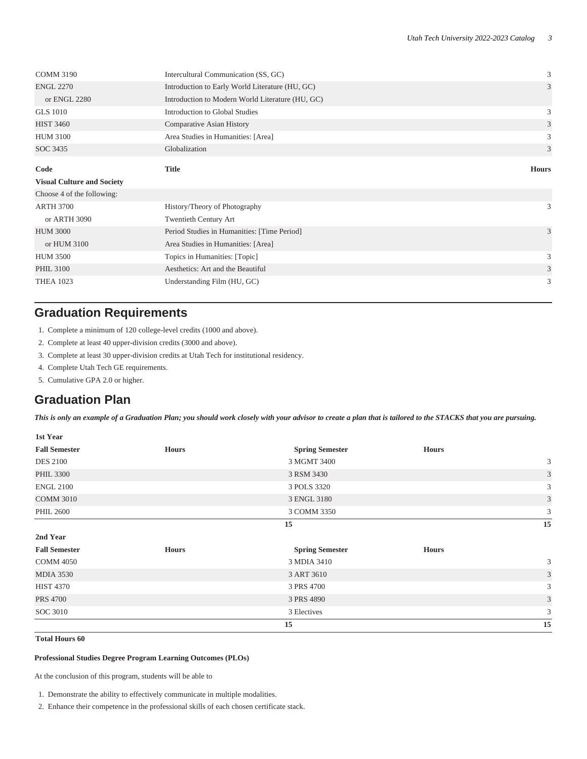| | | |
|---|---|---|
| COMM 3190 | Intercultural Communication (SS, GC) | 3 |
| ENGL 2270 | Introduction to Early World Literature (HU, GC) | 3 |
| or ENGL 2280 | Introduction to Modern World Literature (HU, GC) | |
| GLS 1010 | Introduction to Global Studies | 3 |
| HIST 3460 | Comparative Asian History | 3 |
| HUM 3100 | Area Studies in Humanities: [Area] | 3 |
| SOC 3435 | Globalization | 3 |

| Code | Title | Hours |
|---|---|---|
| **Visual Culture and Society** | | |
| Choose 4 of the following: | | |
| ARTH 3700 | History/Theory of Photography | 3 |
| or ARTH 3090 | Twentieth Century Art | |
| HUM 3000 | Period Studies in Humanities: [Time Period] | 3 |
| or HUM 3100 | Area Studies in Humanities: [Area] | |
| HUM 3500 | Topics in Humanities: [Topic] | 3 |
| PHIL 3100 | Aesthetics: Art and the Beautiful | 3 |
| THEA 1023 | Understanding Film (HU, GC) | 3 |

## Graduation Requirements

1. Complete a minimum of 120 college-level credits (1000 and above).
2. Complete at least 40 upper-division credits (3000 and above).
3. Complete at least 30 upper-division credits at Utah Tech for institutional residency.
4. Complete Utah Tech GE requirements.
5. Cumulative GPA 2.0 or higher.

## Graduation Plan

***This is only an example of a Graduation Plan; you should work closely with your advisor to create a plan that is tailored to the STACKS that you are pursuing.***

| **1st Year** | | | |
|---|---|---|---|
| **Fall Semester** | **Hours** | **Spring Semester** | **Hours** |
| DES 2100 | 3 | MGMT 3400 | 3 |
| PHIL 3300 | 3 | RSM 3430 | 3 |
| ENGL 2100 | 3 | POLS 3320 | 3 |
| COMM 3010 | 3 | ENGL 3180 | 3 |
| PHIL 2600 | 3 | COMM 3350 | 3 |
| | **15** | | **15** |
| **2nd Year** | | | |
| **Fall Semester** | **Hours** | **Spring Semester** | **Hours** |
| COMM 4050 | 3 | MDIA 3410 | 3 |
| MDIA 3530 | 3 | ART 3610 | 3 |
| HIST 4370 | 3 | PRS 4700 | 3 |
| PRS 4700 | 3 | PRS 4890 | 3 |
| SOC 3010 | 3 | Electives | 3 |
| | **15** | | **15** |
| **Total Hours 60** | | | |

**Professional Studies Degree Program Learning Outcomes (PLOs)**

At the conclusion of this program, students will be able to

1. Demonstrate the ability to effectively communicate in multiple modalities.
2. Enhance their competence in the professional skills of each chosen certificate stack.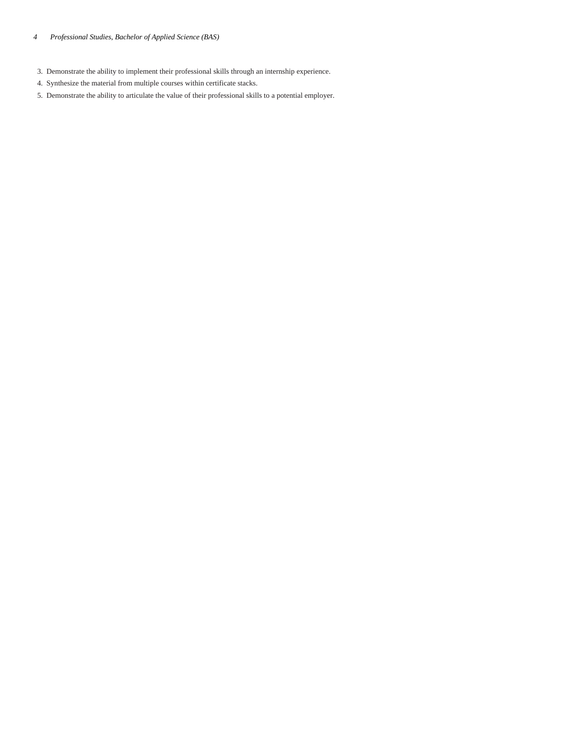3. Demonstrate the ability to implement their professional skills through an internship experience.
4. Synthesize the material from multiple courses within certificate stacks.
5. Demonstrate the ability to articulate the value of their professional skills to a potential employer.